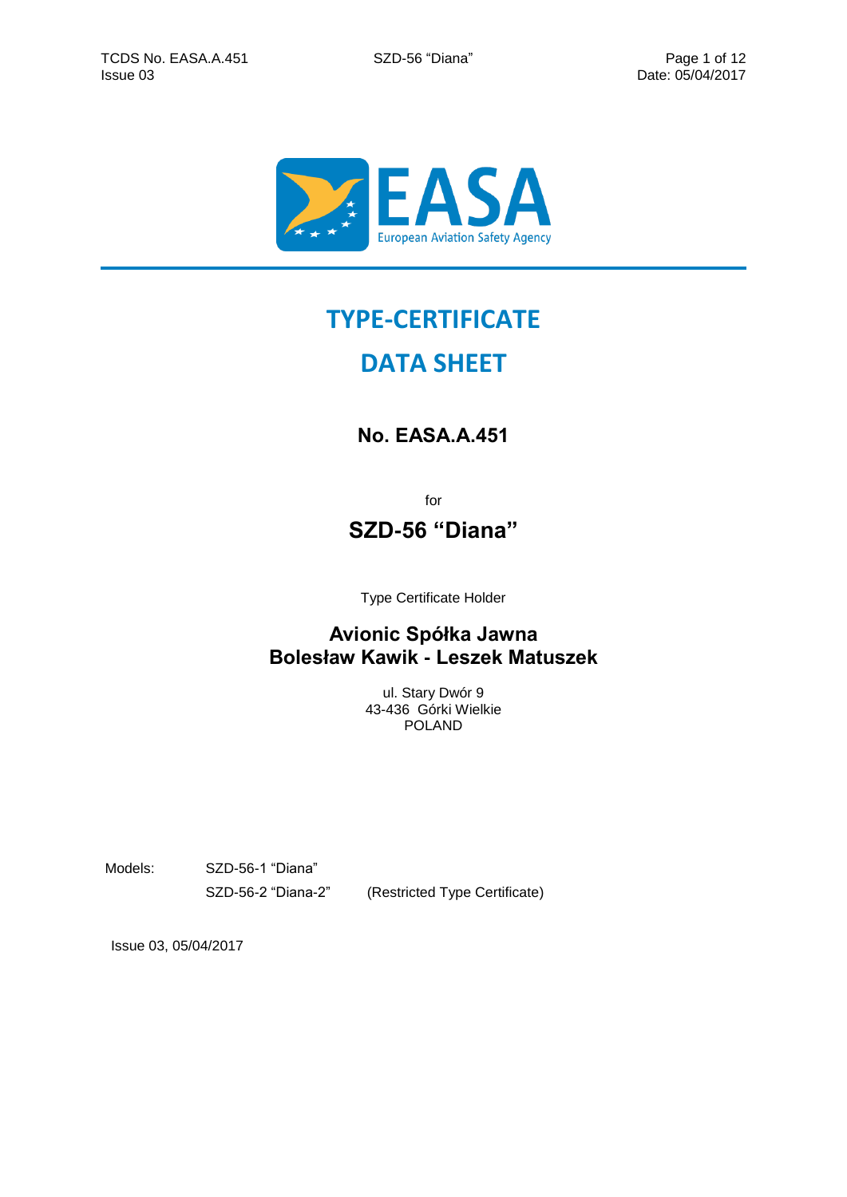# TYPE-CERTIFICATE

# DATA SHEET

## No. EASA.A.451

for

## SZD-56 “Diana”

Type Certificate Holder

**Avionic Spółka Jawna**
**Bolesław Kawik - Leszek Matuszek**

ul. Stary Dwór 9
43-436 Górki Wielkie
POLAND

| Models: | SZD-56-1 “Diana” | |
|---|---|---|
| | SZD-56-2 “Diana-2” | (Restricted Type Certificate) |

Issue 03, 05/04/2017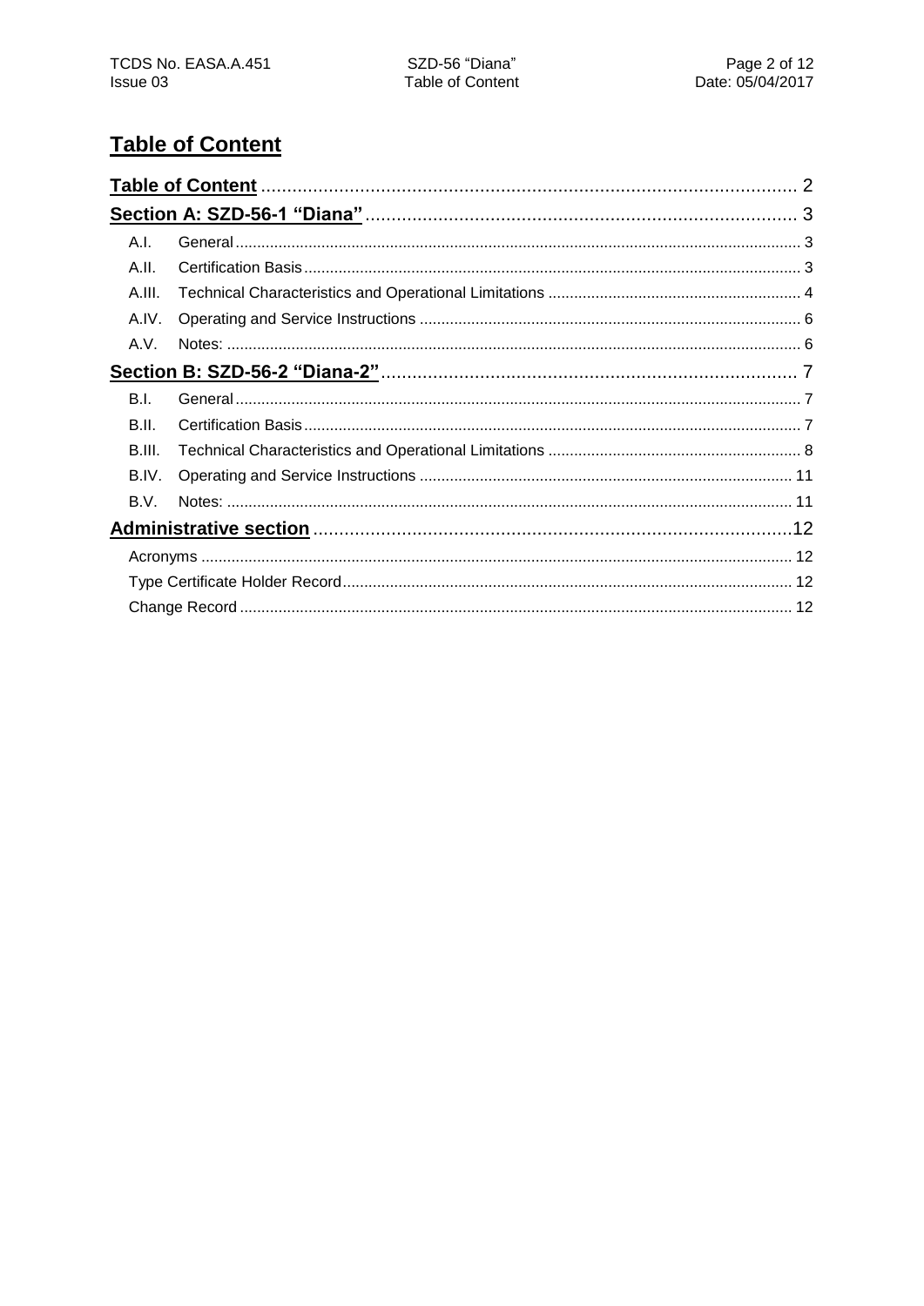# Table of Content

**Table of Content** ........................................................................................................ 2

**Section A: SZD-56-1 "Diana"** .................................................................................... 3

- A.I. General ........................................................................................................ 3
- A.II. Certification Basis ........................................................................................ 3
- A.III. Technical Characteristics and Operational Limitations ................................... 4
- A.IV. Operating and Service Instructions ............................................................... 6
- A.V. Notes: ............................................................................................................. 6

**Section B: SZD-56-2 "Diana-2"** ................................................................................. 7

- B.I. General ........................................................................................................ 7
- B.II. Certification Basis ........................................................................................ 7
- B.III. Technical Characteristics and Operational Limitations ................................... 8
- B.IV. Operating and Service Instructions ............................................................... 11
- B.V. Notes: ............................................................................................................. 11

**Administrative section** ............................................................................................. 12

- Acronyms ............................................................................................................ 12
- Type Certificate Holder Record ............................................................................ 12
- Change Record ..................................................................................................... 12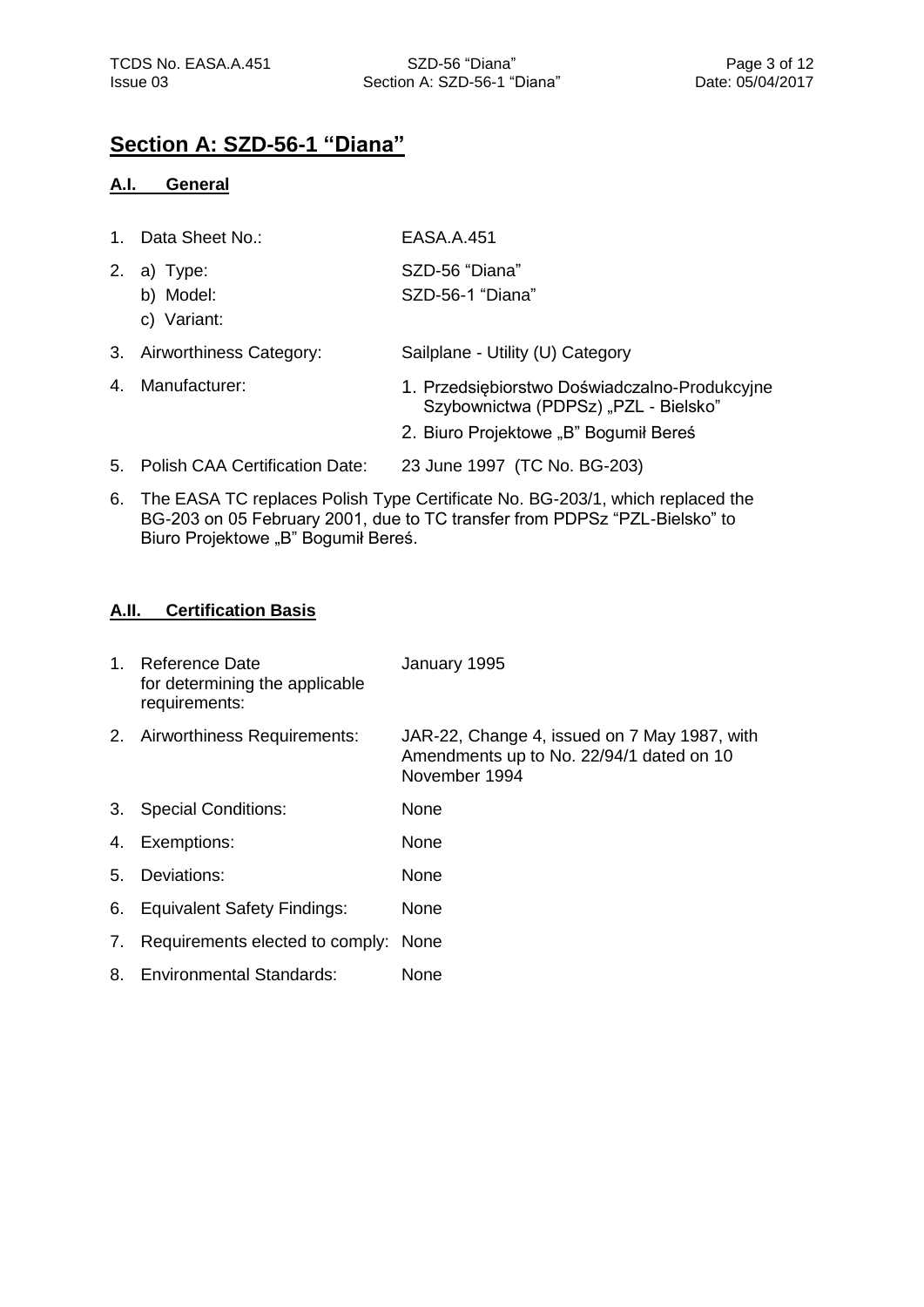## Section A: SZD-56-1 "Diana"

### A.I. General

1. Data Sheet No.: EASA.A.451
2. a) Type: SZD-56 "Diana"
   b) Model: SZD-56-1 "Diana"
   c) Variant:
3. Airworthiness Category: Sailplane - Utility (U) Category
4. Manufacturer:
   1. Przedsiębiorstwo Doświadczalno-Produkcyjne Szybownictwa (PDPSz) „PZL - Bielsko"
   2. Biuro Projektowe „B" Bogumił Bereś
5. Polish CAA Certification Date: 23 June 1997 (TC No. BG-203)
6. The EASA TC replaces Polish Type Certificate No. BG-203/1, which replaced the BG-203 on 05 February 2001, due to TC transfer from PDPSz "PZL-Bielsko" to Biuro Projektowe „B" Bogumił Bereś.

### A.II. Certification Basis

1. Reference Date for determining the applicable requirements: January 1995
2. Airworthiness Requirements: JAR-22, Change 4, issued on 7 May 1987, with Amendments up to No. 22/94/1 dated on 10 November 1994
3. Special Conditions: None
4. Exemptions: None
5. Deviations: None
6. Equivalent Safety Findings: None
7. Requirements elected to comply: None
8. Environmental Standards: None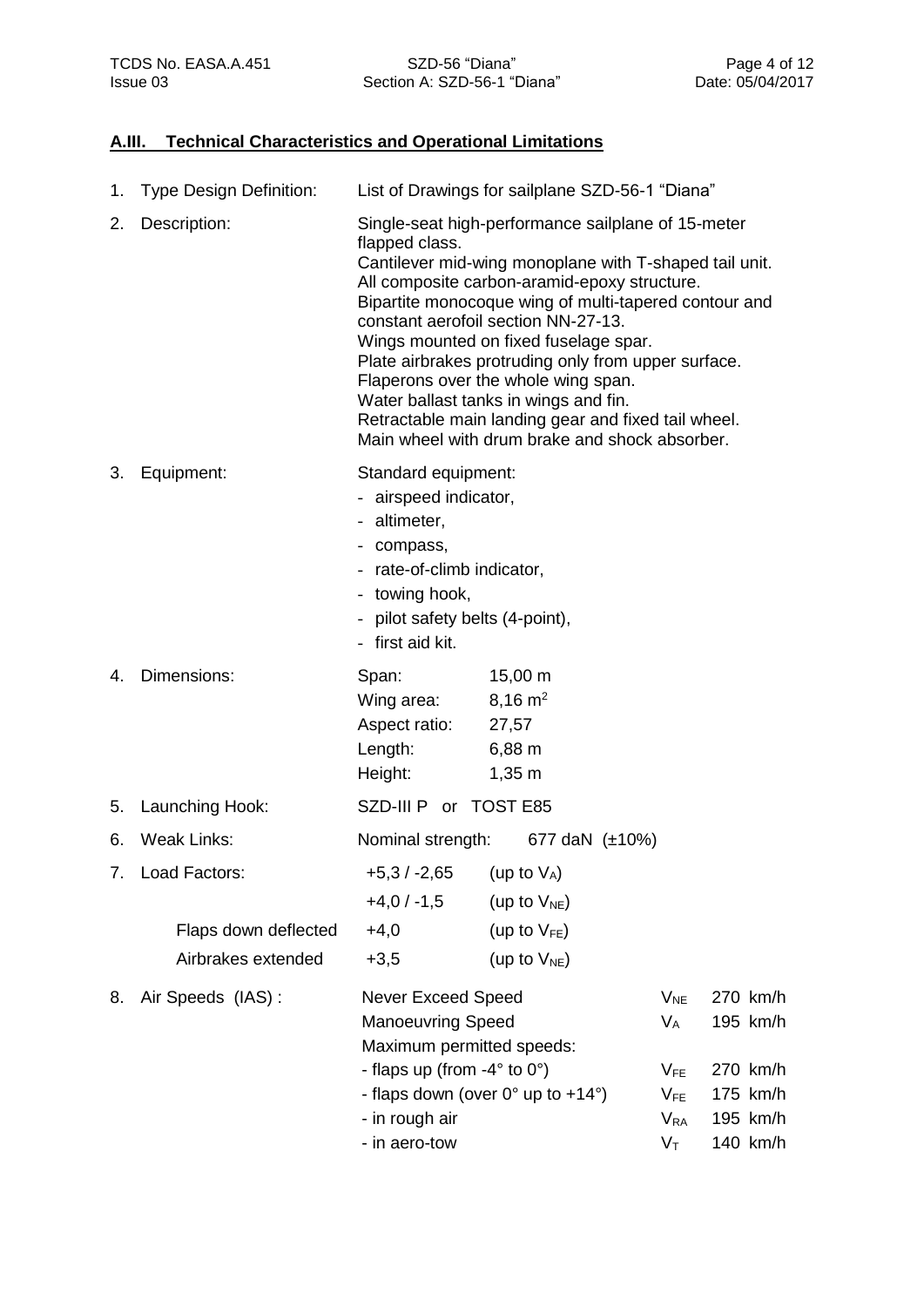## A.III. Technical Characteristics and Operational Limitations

1. Type Design Definition: List of Drawings for sailplane SZD-56-1 "Diana"

2. Description:
   Single-seat high-performance sailplane of 15-meter flapped class.
   Cantilever mid-wing monoplane with T-shaped tail unit.
   All composite carbon-aramid-epoxy structure.
   Bipartite monocoque wing of multi-tapered contour and constant aerofoil section NN-27-13.
   Wings mounted on fixed fuselage spar.
   Plate airbrakes protruding only from upper surface.
   Flaperons over the whole wing span.
   Water ballast tanks in wings and fin.
   Retractable main landing gear and fixed tail wheel.
   Main wheel with drum brake and shock absorber.

3. Equipment:
   Standard equipment:
   - airspeed indicator,
   - altimeter,
   - compass,
   - rate-of-climb indicator,
   - towing hook,
   - pilot safety belts (4-point),
   - first aid kit.

4. Dimensions:

| | |
|---|---|
| Span: | 15,00 m |
| Wing area: | 8,16 m$^2$ |
| Aspect ratio: | 27,57 |
| Length: | 6,88 m |
| Height: | 1,35 m |

5. Launching Hook: SZD-III P or TOST E85

6. Weak Links: Nominal strength: 677 daN (±10%)

7. Load Factors:

| | | |
|---|---|---|
| | +5,3 / -2,65 | (up to $V_A$) |
| | +4,0 / -1,5 | (up to $V_{NE}$) |
| Flaps down deflected | +4,0 | (up to $V_{FE}$) |
| Airbrakes extended | +3,5 | (up to $V_{NE}$) |

8. Air Speeds (IAS) :

| | | |
|---|---|---|
| Never Exceed Speed | $V_{NE}$ | 270 km/h |
| Manoeuvring Speed | $V_A$ | 195 km/h |
| Maximum permitted speeds: | | |
| - flaps up (from -4° to 0°) | $V_{FE}$ | 270 km/h |
| - flaps down (over 0° up to +14°) | $V_{FE}$ | 175 km/h |
| - in rough air | $V_{RA}$ | 195 km/h |
| - in aero-tow | $V_T$ | 140 km/h |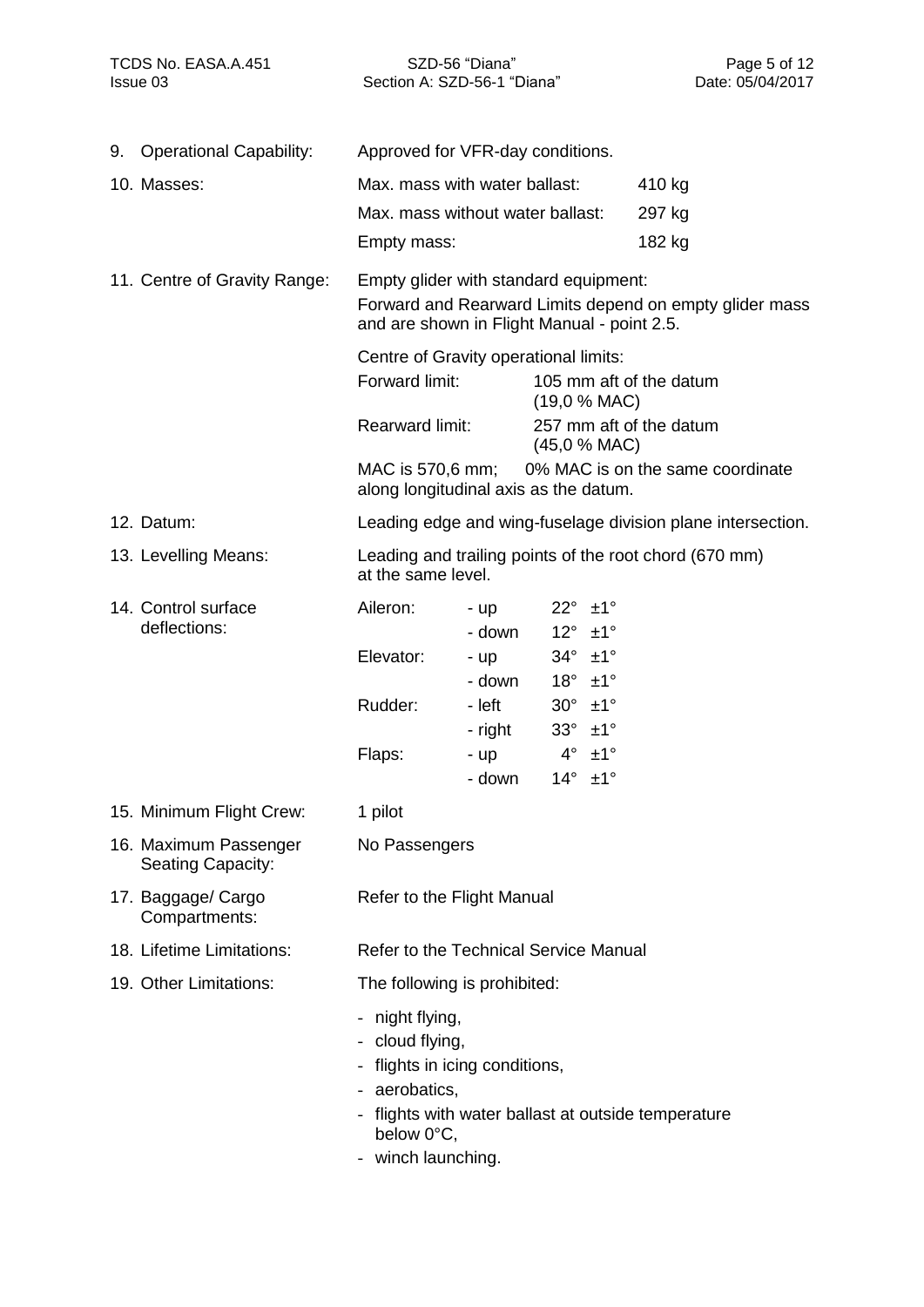9. Operational Capability: Approved for VFR-day conditions.

10. Masses:

| | |
|---|---|
| Max. mass with water ballast: | 410 kg |
| Max. mass without water ballast: | 297 kg |
| Empty mass: | 182 kg |

11. Centre of Gravity Range:

Empty glider with standard equipment:
Forward and Rearward Limits depend on empty glider mass and are shown in Flight Manual - point 2.5.

Centre of Gravity operational limits:

| | |
|---|---|
| Forward limit: | 105 mm aft of the datum (19,0 % MAC) |
| Rearward limit: | 257 mm aft of the datum (45,0 % MAC) |

MAC is 570,6 mm; 0% MAC is on the same coordinate along longitudinal axis as the datum.

12. Datum: Leading edge and wing-fuselage division plane intersection.

13. Levelling Means: Leading and trailing points of the root chord (670 mm) at the same level.

14. Control surface deflections:

| | | |
|---|---|---|
| Aileron: | - up | 22° ±1° |
| | - down | 12° ±1° |
| Elevator: | - up | 34° ±1° |
| | - down | 18° ±1° |
| Rudder: | - left | 30° ±1° |
| | - right | 33° ±1° |
| Flaps: | - up | 4° ±1° |
| | - down | 14° ±1° |

15. Minimum Flight Crew: 1 pilot

16. Maximum Passenger Seating Capacity: No Passengers

17. Baggage/ Cargo Compartments: Refer to the Flight Manual

18. Lifetime Limitations: Refer to the Technical Service Manual

19. Other Limitations: The following is prohibited:

- night flying,
- cloud flying,
- flights in icing conditions,
- aerobatics,
- flights with water ballast at outside temperature below 0°C,
- winch launching.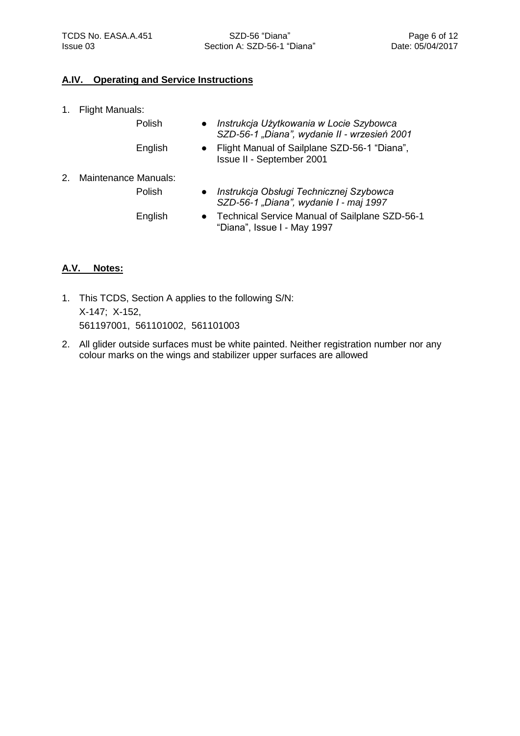## A.IV. Operating and Service Instructions

1. Flight Manuals:
   - Polish
     - *Instrukcja Użytkowania w Locie Szybowca SZD-56-1 „Diana", wydanie II - wrzesień 2001*
   - English
     - Flight Manual of Sailplane SZD-56-1 "Diana", Issue II - September 2001
2. Maintenance Manuals:
   - Polish
     - *Instrukcja Obsługi Technicznej Szybowca SZD-56-1 „Diana", wydanie I - maj 1997*
   - English
     - Technical Service Manual of Sailplane SZD-56-1 "Diana", Issue I - May 1997

## A.V. Notes:

1. This TCDS, Section A applies to the following S/N:
   X-147; X-152,
   561197001, 561101002, 561101003
2. All glider outside surfaces must be white painted. Neither registration number nor any colour marks on the wings and stabilizer upper surfaces are allowed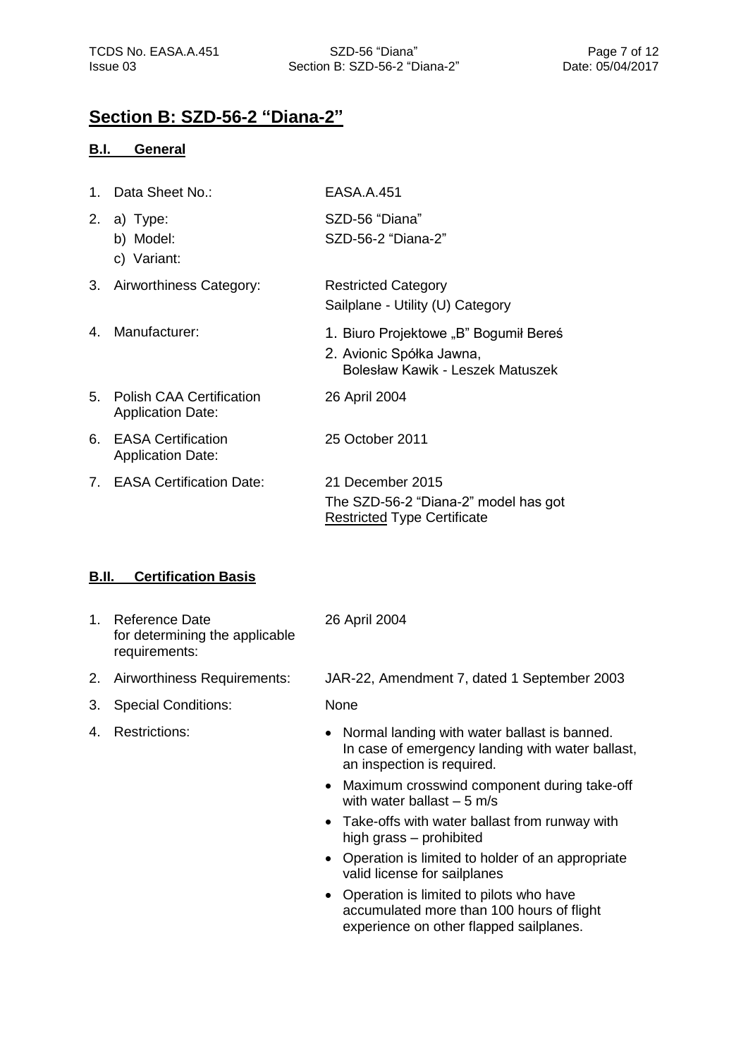# Section B: SZD-56-2 "Diana-2"

## B.I. General

1. Data Sheet No.: EASA.A.451
2. a) Type: SZD-56 "Diana"
   b) Model: SZD-56-2 "Diana-2"
   c) Variant:
3. Airworthiness Category: Restricted Category
   Sailplane - Utility (U) Category
4. Manufacturer:
   1. Biuro Projektowe „B" Bogumił Bereś
   2. Avionic Spółka Jawna, Bolesław Kawik - Leszek Matuszek
5. Polish CAA Certification Application Date: 26 April 2004
6. EASA Certification Application Date: 25 October 2011
7. EASA Certification Date: 21 December 2015
   The SZD-56-2 "Diana-2" model has got <u>Restricted</u> Type Certificate

## B.II. Certification Basis

1. Reference Date for determining the applicable requirements: 26 April 2004
2. Airworthiness Requirements: JAR-22, Amendment 7, dated 1 September 2003
3. Special Conditions: None
4. Restrictions:
   - Normal landing with water ballast is banned. In case of emergency landing with water ballast, an inspection is required.
   - Maximum crosswind component during take-off with water ballast – 5 m/s
   - Take-offs with water ballast from runway with high grass – prohibited
   - Operation is limited to holder of an appropriate valid license for sailplanes
   - Operation is limited to pilots who have accumulated more than 100 hours of flight experience on other flapped sailplanes.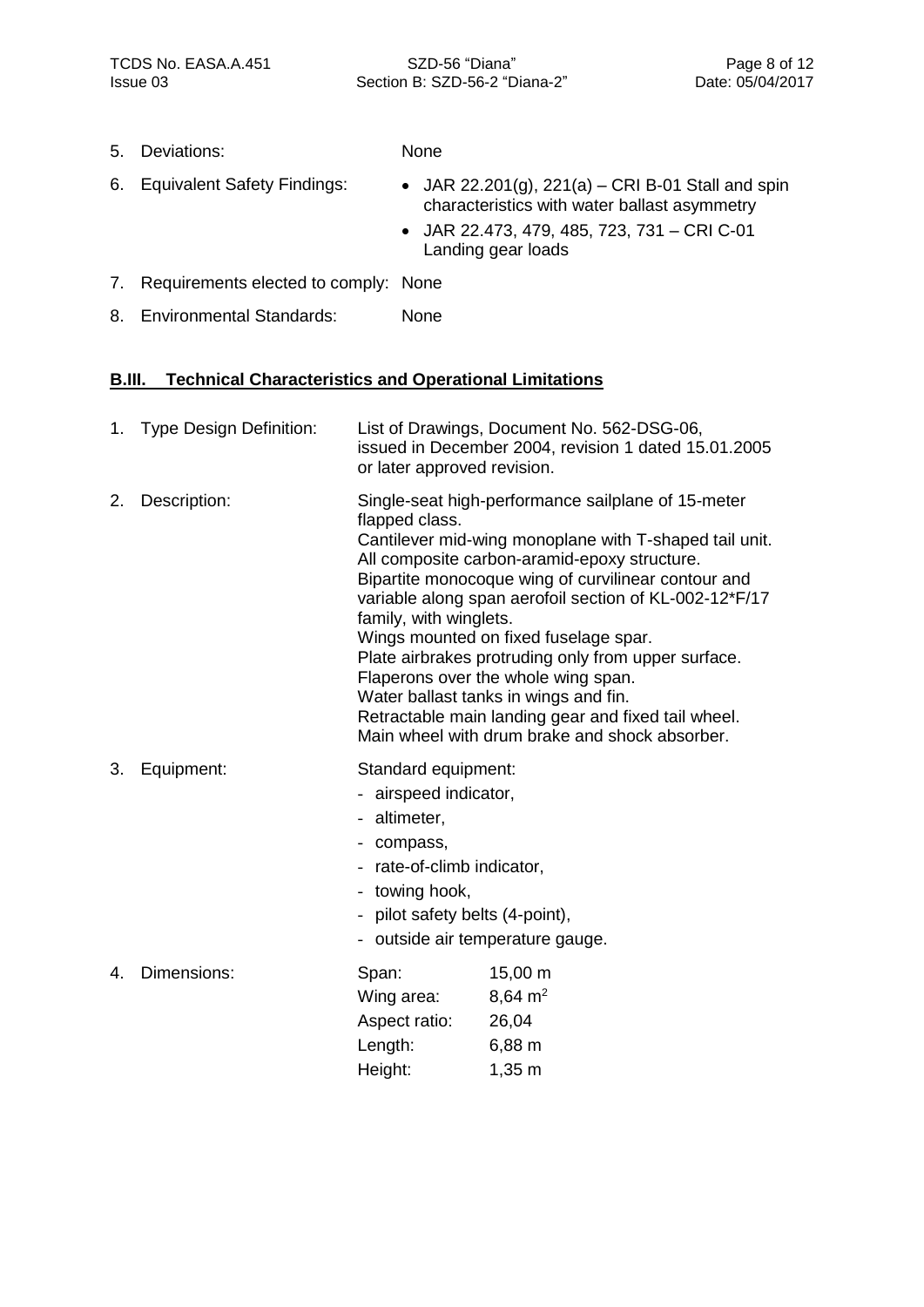5. Deviations: None

6. Equivalent Safety Findings:
   - JAR 22.201(g), 221(a) – CRI B-01 Stall and spin characteristics with water ballast asymmetry
   - JAR 22.473, 479, 485, 723, 731 – CRI C-01 Landing gear loads

7. Requirements elected to comply: None

8. Environmental Standards: None

## B.III. Technical Characteristics and Operational Limitations

1. Type Design Definition: List of Drawings, Document No. 562-DSG-06, issued in December 2004, revision 1 dated 15.01.2005 or later approved revision.

2. Description: Single-seat high-performance sailplane of 15-meter flapped class.
   Cantilever mid-wing monoplane with T-shaped tail unit.
   All composite carbon-aramid-epoxy structure.
   Bipartite monocoque wing of curvilinear contour and variable along span aerofoil section of KL-002-12*F/17 family, with winglets.
   Wings mounted on fixed fuselage spar.
   Plate airbrakes protruding only from upper surface.
   Flaperons over the whole wing span.
   Water ballast tanks in wings and fin.
   Retractable main landing gear and fixed tail wheel.
   Main wheel with drum brake and shock absorber.

3. Equipment: Standard equipment:
   - airspeed indicator,
   - altimeter,
   - compass,
   - rate-of-climb indicator,
   - towing hook,
   - pilot safety belts (4-point),
   - outside air temperature gauge.

4. Dimensions:

| | |
|---|---|
| Span: | 15,00 m |
| Wing area: | 8,64 $m^2$ |
| Aspect ratio: | 26,04 |
| Length: | 6,88 m |
| Height: | 1,35 m |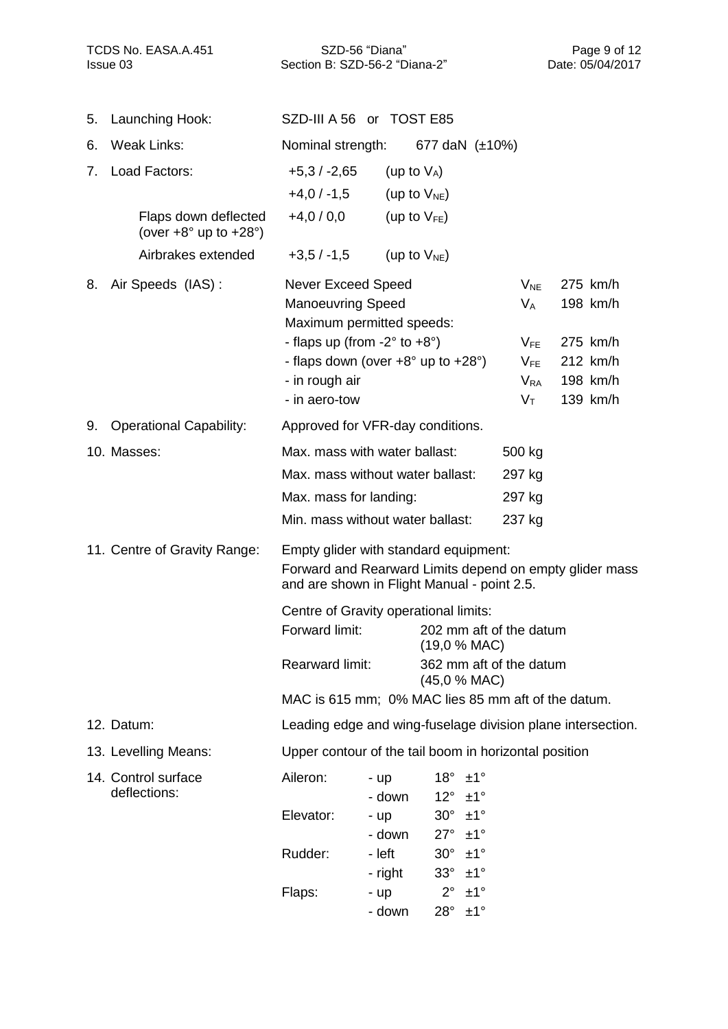5. Launching Hook: SZD-III A 56 or TOST E85

6. Weak Links: Nominal strength: 677 daN (±10%)

7. Load Factors:

| | | |
|---|---|---|
| | +5,3 / -2,65 | (up to $V_A$) |
| | +4,0 / -1,5 | (up to $V_{NE}$) |
| Flaps down deflected (over +8° up to +28°) | +4,0 / 0,0 | (up to $V_{FE}$) |
| Airbrakes extended | +3,5 / -1,5 | (up to $V_{NE}$) |

8. Air Speeds (IAS):

| | | |
|---|---|---|
| Never Exceed Speed | $V_{NE}$ | 275 km/h |
| Manoeuvring Speed | $V_A$ | 198 km/h |
| Maximum permitted speeds: | | |
| - flaps up (from -2° to +8°) | $V_{FE}$ | 275 km/h |
| - flaps down (over +8° up to +28°) | $V_{FE}$ | 212 km/h |
| - in rough air | $V_{RA}$ | 198 km/h |
| - in aero-tow | $V_T$ | 139 km/h |

9. Operational Capability: Approved for VFR-day conditions.

10. Masses:

| | |
|---|---|
| Max. mass with water ballast: | 500 kg |
| Max. mass without water ballast: | 297 kg |
| Max. mass for landing: | 297 kg |
| Min. mass without water ballast: | 237 kg |

11. Centre of Gravity Range: Empty glider with standard equipment:
Forward and Rearward Limits depend on empty glider mass and are shown in Flight Manual - point 2.5.

Centre of Gravity operational limits:

| | |
|---|---|
| Forward limit: | 202 mm aft of the datum (19,0 % MAC) |
| Rearward limit: | 362 mm aft of the datum (45,0 % MAC) |

MAC is 615 mm; 0% MAC lies 85 mm aft of the datum.

12. Datum: Leading edge and wing-fuselage division plane intersection.

13. Levelling Means: Upper contour of the tail boom in horizontal position

14. Control surface deflections:

| | | |
|---|---|---|
| Aileron: | - up | 18° ±1° |
| | - down | 12° ±1° |
| Elevator: | - up | 30° ±1° |
| | - down | 27° ±1° |
| Rudder: | - left | 30° ±1° |
| | - right | 33° ±1° |
| Flaps: | - up | 2° ±1° |
| | - down | 28° ±1° |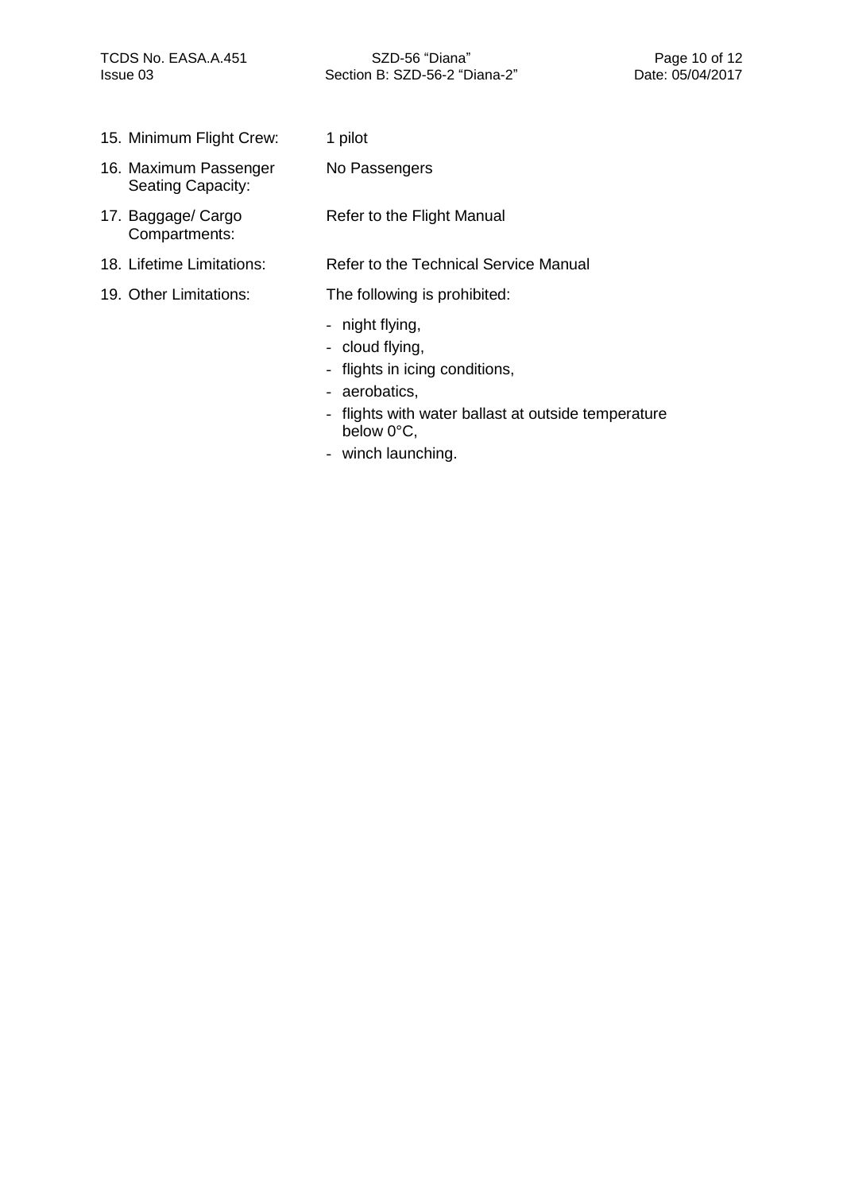15. Minimum Flight Crew: 1 pilot

16. Maximum Passenger Seating Capacity: No Passengers

17. Baggage/ Cargo Compartments: Refer to the Flight Manual

18. Lifetime Limitations: Refer to the Technical Service Manual

19. Other Limitations: The following is prohibited:

    - night flying,
    - cloud flying,
    - flights in icing conditions,
    - aerobatics,
    - flights with water ballast at outside temperature below 0°C,
    - winch launching.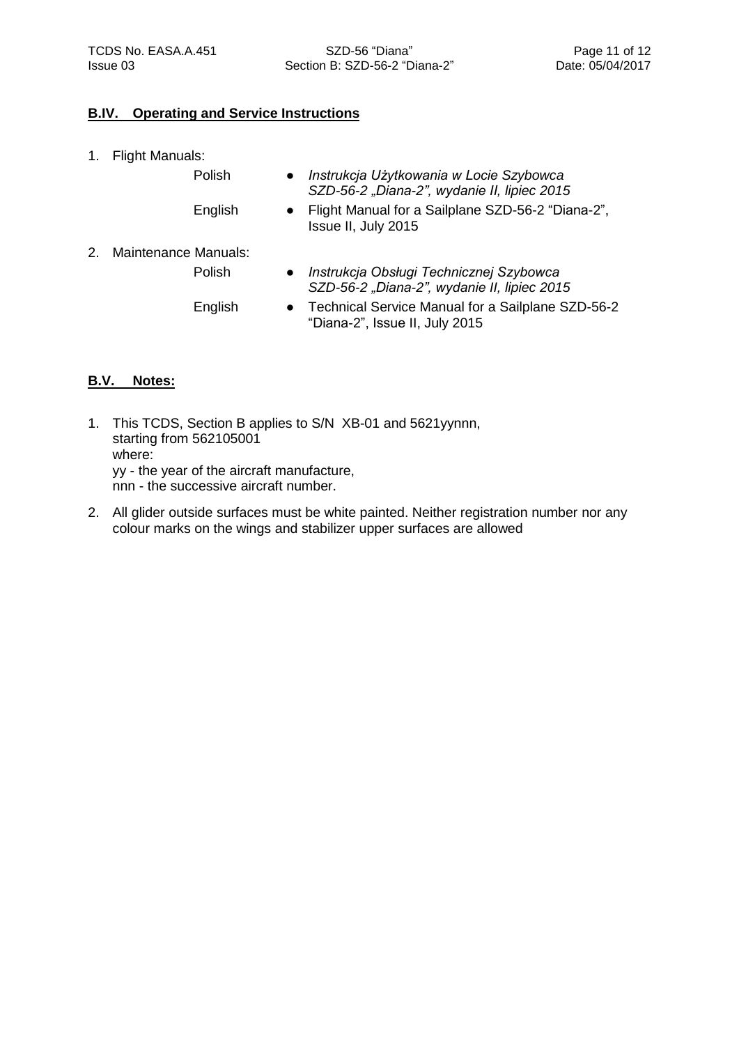## B.IV. Operating and Service Instructions

1. Flight Manuals:
   - Polish
     - *Instrukcja Użytkowania w Locie Szybowca SZD-56-2 „Diana-2", wydanie II, lipiec 2015*
   - English
     - Flight Manual for a Sailplane SZD-56-2 "Diana-2", Issue II, July 2015
2. Maintenance Manuals:
   - Polish
     - *Instrukcja Obsługi Technicznej Szybowca SZD-56-2 „Diana-2", wydanie II, lipiec 2015*
   - English
     - Technical Service Manual for a Sailplane SZD-56-2 "Diana-2", Issue II, July 2015

## B.V. Notes:

1. This TCDS, Section B applies to S/N XB-01 and 5621yynnn,
   starting from 562105001
   where:
   yy - the year of the aircraft manufacture,
   nnn - the successive aircraft number.
2. All glider outside surfaces must be white painted. Neither registration number nor any colour marks on the wings and stabilizer upper surfaces are allowed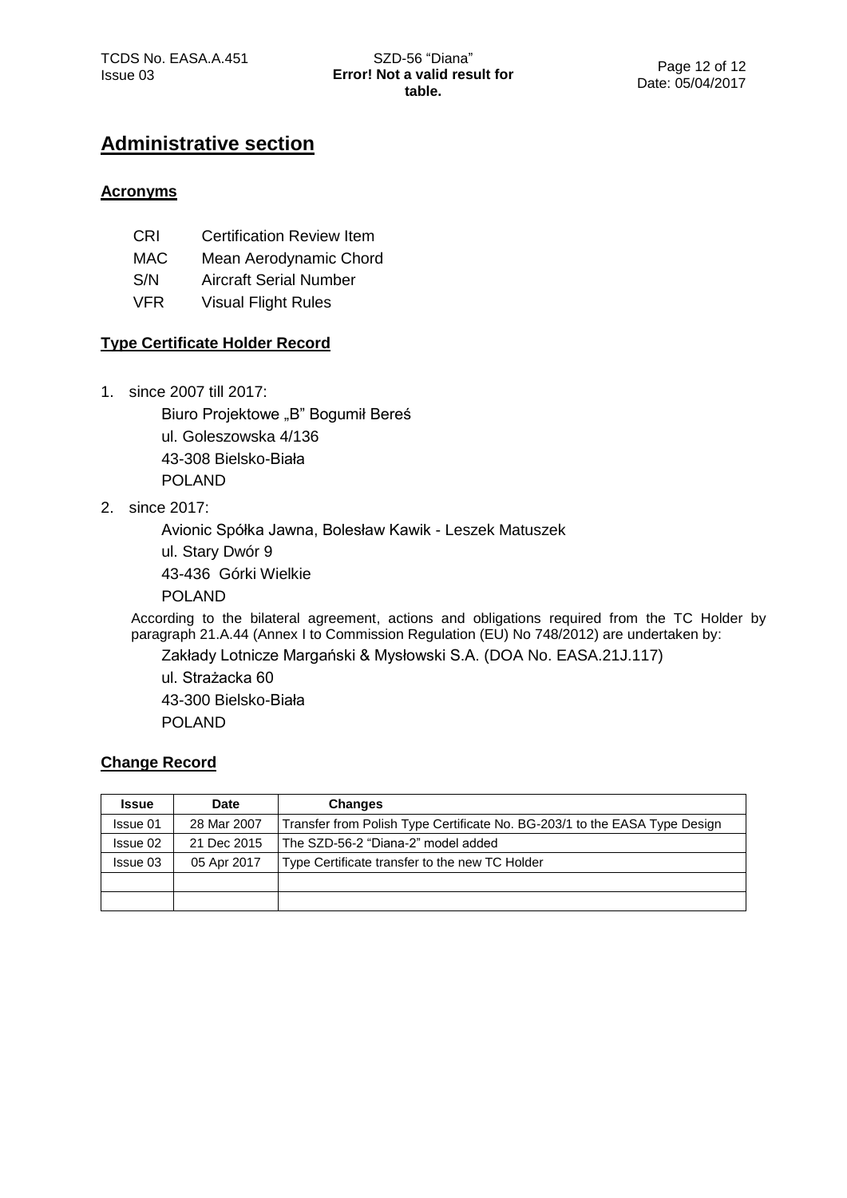## Administrative section

### Acronyms

| | |
|---|---|
| CRI | Certification Review Item |
| MAC | Mean Aerodynamic Chord |
| S/N | Aircraft Serial Number |
| VFR | Visual Flight Rules |

### Type Certificate Holder Record

1. since 2007 till 2017:

   Biuro Projektowe „B" Bogumił Bereś
   ul. Goleszowska 4/136
   43-308 Bielsko-Biała
   POLAND

2. since 2017:

   Avionic Spółka Jawna, Bolesław Kawik - Leszek Matuszek
   ul. Stary Dwór 9
   43-436 Górki Wielkie
   POLAND

   According to the bilateral agreement, actions and obligations required from the TC Holder by paragraph 21.A.44 (Annex I to Commission Regulation (EU) No 748/2012) are undertaken by:

   Zakłady Lotnicze Margański & Mysłowski S.A. (DOA No. EASA.21J.117)
   ul. Strażacka 60
   43-300 Bielsko-Biała
   POLAND

### Change Record

| Issue | Date | Changes |
|---|---|---|
| Issue 01 | 28 Mar 2007 | Transfer from Polish Type Certificate No. BG-203/1 to the EASA Type Design |
| Issue 02 | 21 Dec 2015 | The SZD-56-2 "Diana-2" model added |
| Issue 03 | 05 Apr 2017 | Type Certificate transfer to the new TC Holder |
| | | |
| | | |